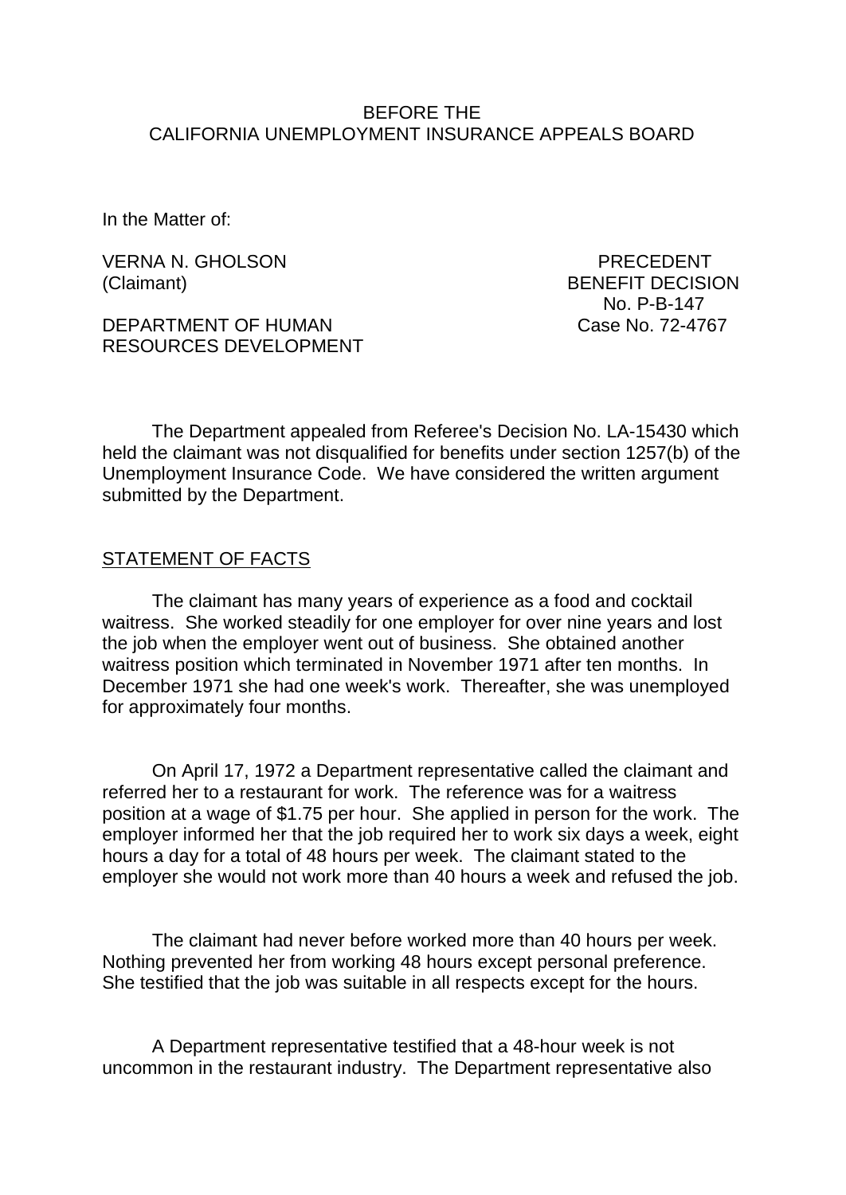BEFORE THE
CALIFORNIA UNEMPLOYMENT INSURANCE APPEALS BOARD

In the Matter of:

VERNA N. GHOLSON
(Claimant)

DEPARTMENT OF HUMAN
RESOURCES DEVELOPMENT

PRECEDENT
BENEFIT DECISION
No. P-B-147
Case No. 72-4767

The Department appealed from Referee's Decision No. LA-15430 which held the claimant was not disqualified for benefits under section 1257(b) of the Unemployment Insurance Code. We have considered the written argument submitted by the Department.

## STATEMENT OF FACTS

The claimant has many years of experience as a food and cocktail waitress. She worked steadily for one employer for over nine years and lost the job when the employer went out of business. She obtained another waitress position which terminated in November 1971 after ten months. In December 1971 she had one week's work. Thereafter, she was unemployed for approximately four months.

On April 17, 1972 a Department representative called the claimant and referred her to a restaurant for work. The reference was for a waitress position at a wage of $1.75 per hour. She applied in person for the work. The employer informed her that the job required her to work six days a week, eight hours a day for a total of 48 hours per week. The claimant stated to the employer she would not work more than 40 hours a week and refused the job.

The claimant had never before worked more than 40 hours per week. Nothing prevented her from working 48 hours except personal preference. She testified that the job was suitable in all respects except for the hours.

A Department representative testified that a 48-hour week is not uncommon in the restaurant industry. The Department representative also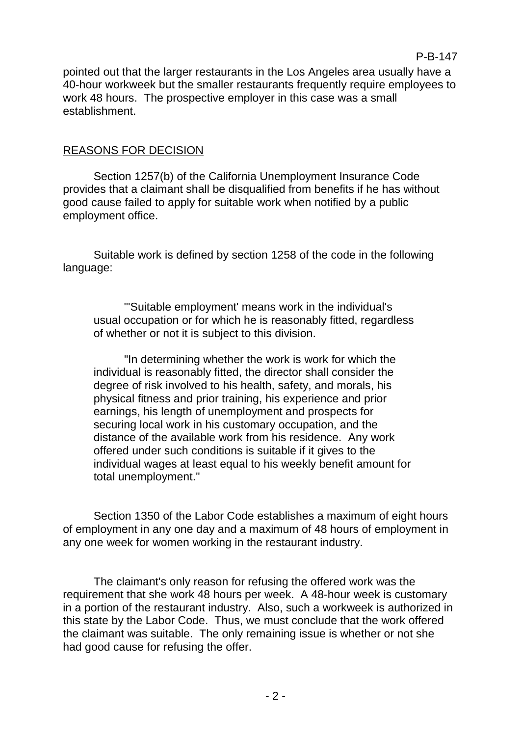pointed out that the larger restaurants in the Los Angeles area usually have a 40-hour workweek but the smaller restaurants frequently require employees to work 48 hours. The prospective employer in this case was a small establishment.

## REASONS FOR DECISION

Section 1257(b) of the California Unemployment Insurance Code provides that a claimant shall be disqualified from benefits if he has without good cause failed to apply for suitable work when notified by a public employment office.

Suitable work is defined by section 1258 of the code in the following language:

> "'Suitable employment' means work in the individual's usual occupation or for which he is reasonably fitted, regardless of whether or not it is subject to this division.
>
> "In determining whether the work is work for which the individual is reasonably fitted, the director shall consider the degree of risk involved to his health, safety, and morals, his physical fitness and prior training, his experience and prior earnings, his length of unemployment and prospects for securing local work in his customary occupation, and the distance of the available work from his residence. Any work offered under such conditions is suitable if it gives to the individual wages at least equal to his weekly benefit amount for total unemployment."

Section 1350 of the Labor Code establishes a maximum of eight hours of employment in any one day and a maximum of 48 hours of employment in any one week for women working in the restaurant industry.

The claimant's only reason for refusing the offered work was the requirement that she work 48 hours per week. A 48-hour week is customary in a portion of the restaurant industry. Also, such a workweek is authorized in this state by the Labor Code. Thus, we must conclude that the work offered the claimant was suitable. The only remaining issue is whether or not she had good cause for refusing the offer.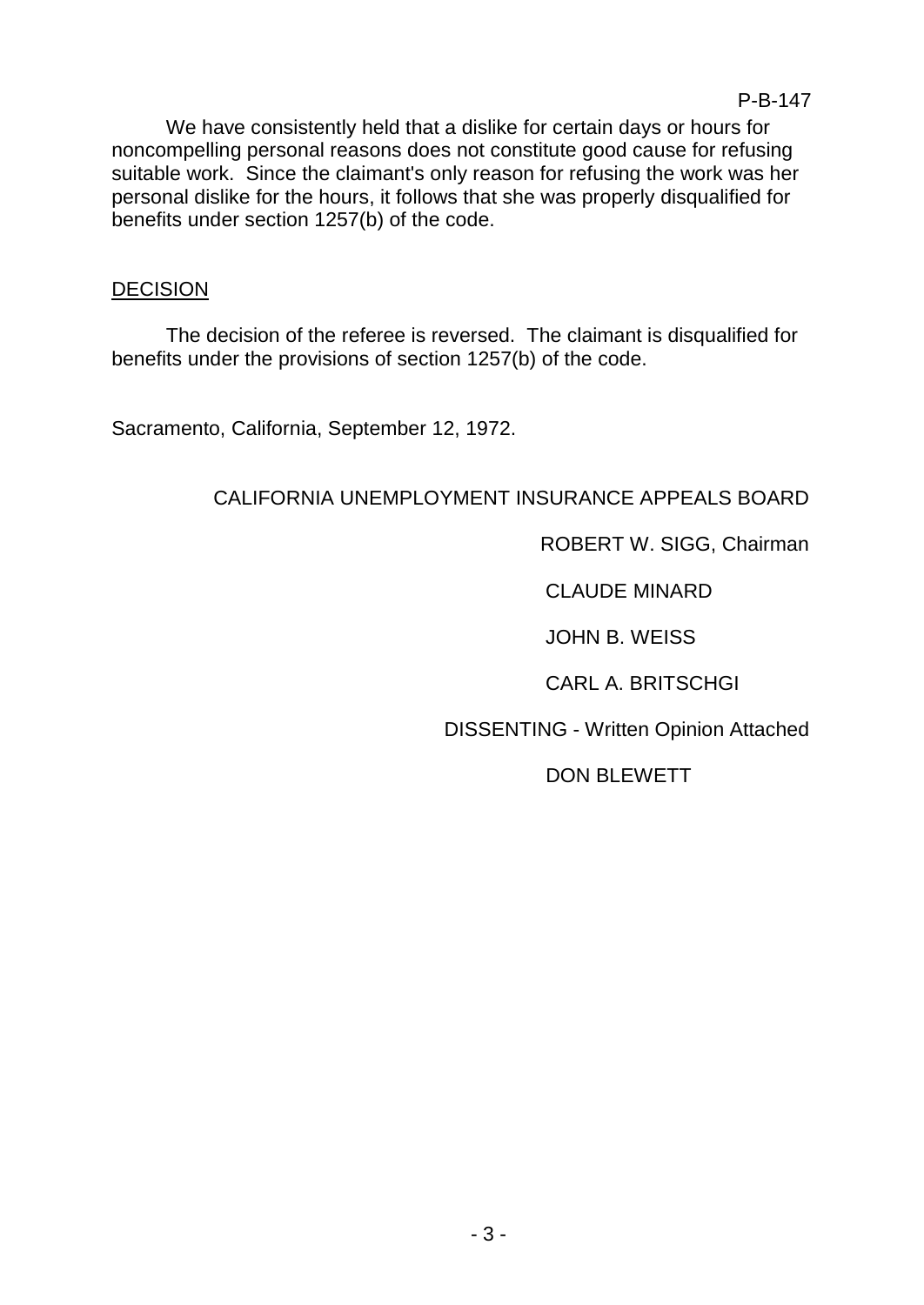We have consistently held that a dislike for certain days or hours for noncompelling personal reasons does not constitute good cause for refusing suitable work. Since the claimant's only reason for refusing the work was her personal dislike for the hours, it follows that she was properly disqualified for benefits under section 1257(b) of the code.

## DECISION

The decision of the referee is reversed. The claimant is disqualified for benefits under the provisions of section 1257(b) of the code.

Sacramento, California, September 12, 1972.

CALIFORNIA UNEMPLOYMENT INSURANCE APPEALS BOARD

ROBERT W. SIGG, Chairman

CLAUDE MINARD

JOHN B. WEISS

CARL A. BRITSCHGI

DISSENTING - Written Opinion Attached

DON BLEWETT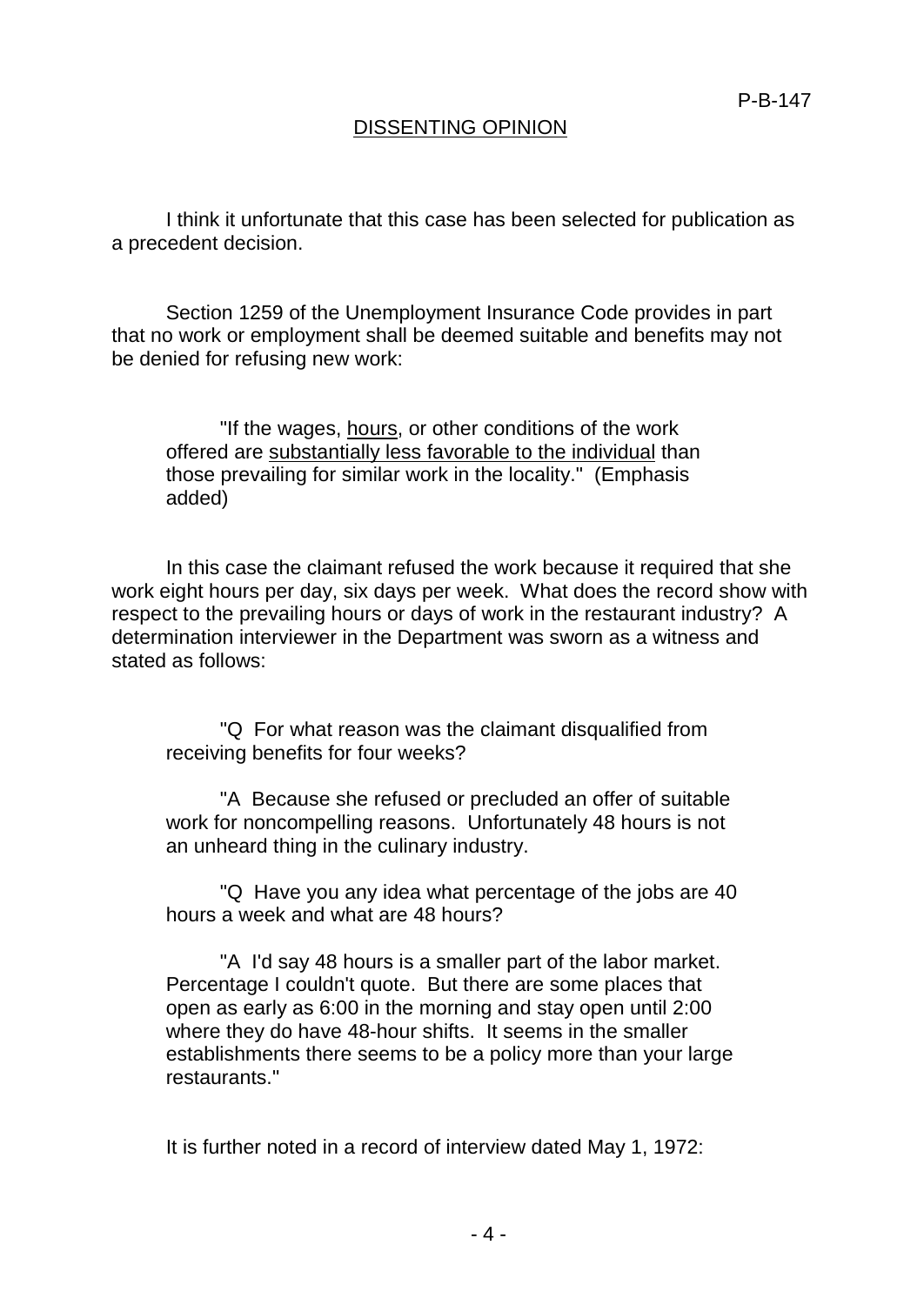## DISSENTING OPINION

I think it unfortunate that this case has been selected for publication as a precedent decision.

Section 1259 of the Unemployment Insurance Code provides in part that no work or employment shall be deemed suitable and benefits may not be denied for refusing new work:

> "If the wages, <u>hours</u>, or other conditions of the work offered are <u>substantially less favorable to the individual</u> than those prevailing for similar work in the locality." (Emphasis added)

In this case the claimant refused the work because it required that she work eight hours per day, six days per week. What does the record show with respect to the prevailing hours or days of work in the restaurant industry? A determination interviewer in the Department was sworn as a witness and stated as follows:

> "Q For what reason was the claimant disqualified from receiving benefits for four weeks?
>
> "A Because she refused or precluded an offer of suitable work for noncompelling reasons. Unfortunately 48 hours is not an unheard thing in the culinary industry.
>
> "Q Have you any idea what percentage of the jobs are 40 hours a week and what are 48 hours?
>
> "A I'd say 48 hours is a smaller part of the labor market. Percentage I couldn't quote. But there are some places that open as early as 6:00 in the morning and stay open until 2:00 where they do have 48-hour shifts. It seems in the smaller establishments there seems to be a policy more than your large restaurants."

It is further noted in a record of interview dated May 1, 1972: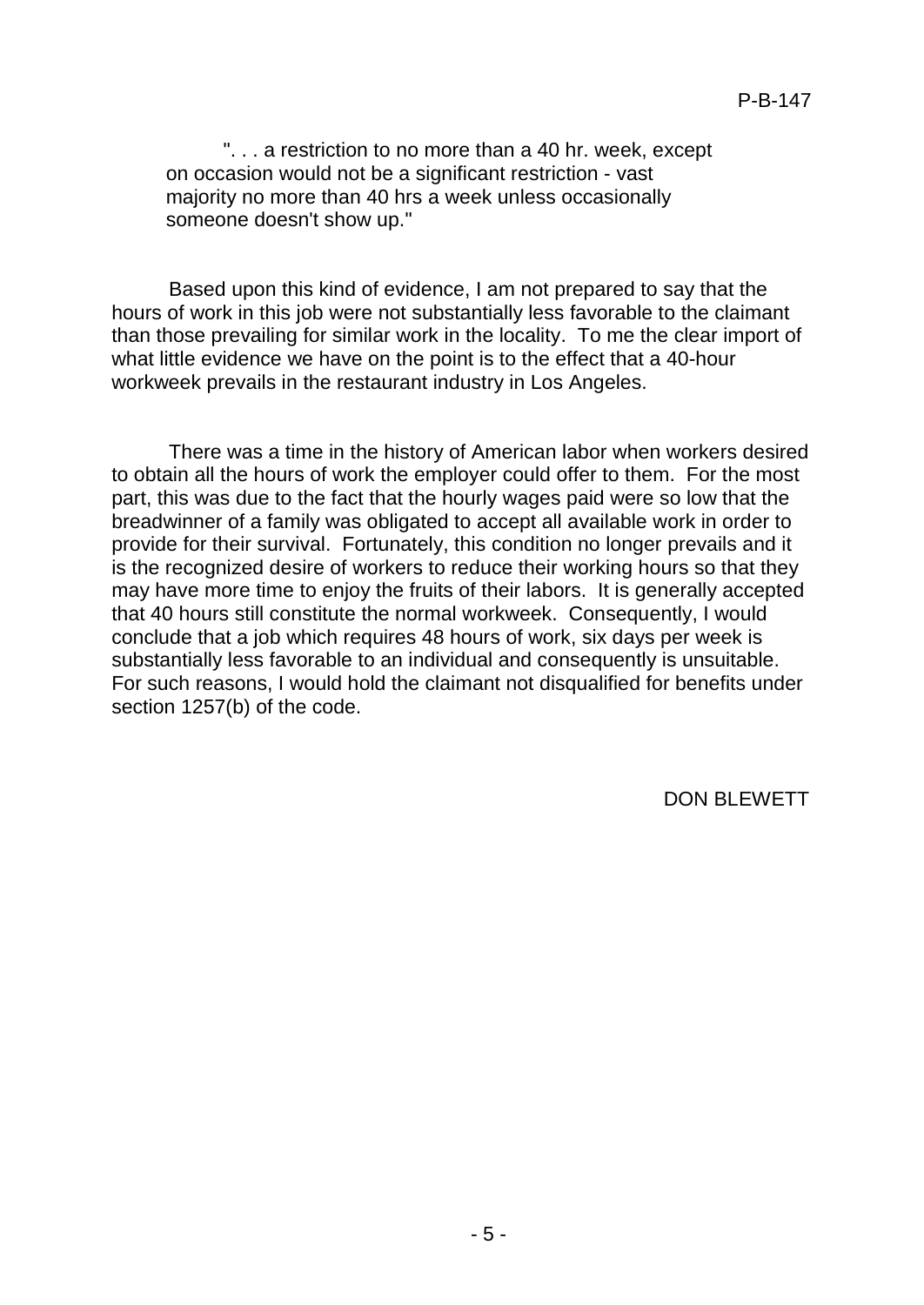> ". . . a restriction to no more than a 40 hr. week, except on occasion would not be a significant restriction - vast majority no more than 40 hrs a week unless occasionally someone doesn't show up."

Based upon this kind of evidence, I am not prepared to say that the hours of work in this job were not substantially less favorable to the claimant than those prevailing for similar work in the locality. To me the clear import of what little evidence we have on the point is to the effect that a 40-hour workweek prevails in the restaurant industry in Los Angeles.

There was a time in the history of American labor when workers desired to obtain all the hours of work the employer could offer to them. For the most part, this was due to the fact that the hourly wages paid were so low that the breadwinner of a family was obligated to accept all available work in order to provide for their survival. Fortunately, this condition no longer prevails and it is the recognized desire of workers to reduce their working hours so that they may have more time to enjoy the fruits of their labors. It is generally accepted that 40 hours still constitute the normal workweek. Consequently, I would conclude that a job which requires 48 hours of work, six days per week is substantially less favorable to an individual and consequently is unsuitable. For such reasons, I would hold the claimant not disqualified for benefits under section 1257(b) of the code.

DON BLEWETT